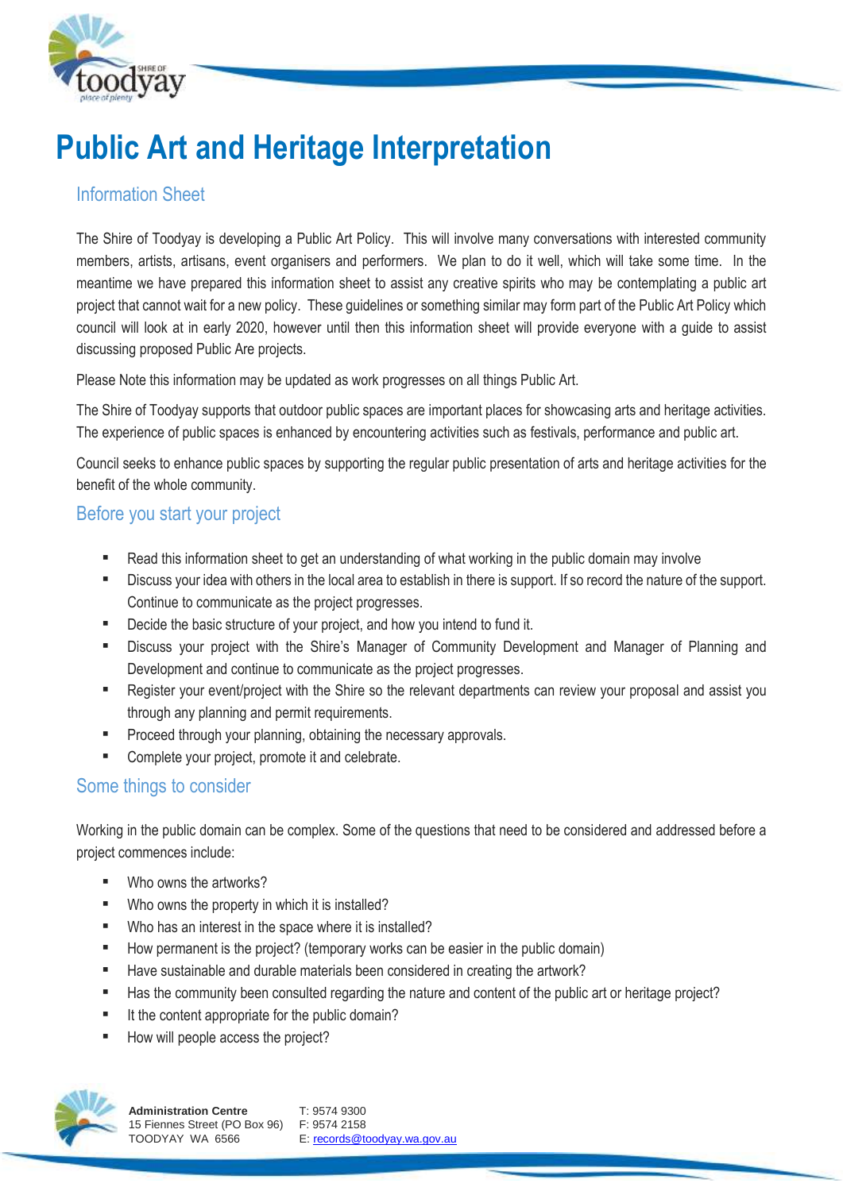# Public Art and Heritage Interpretation

## Information Sheet

The Shire of Toodyay is developing a Public Art Policy. This will involve many conversations with interested community members, artists, artisans, event organisers and performers. We plan to do it well, which will take some time. In the meantime we have prepared this information sheet to assist any creative spirits who may be contemplating a public art project that cannot wait for a new policy. These guidelines or something similar may form part of the Public Art Policy which council will look at in early 2020, however until then this information sheet will provide everyone with a guide to assist discussing proposed Public Are projects.

Please Note this information may be updated as work progresses on all things Public Art.

The Shire of Toodyay supports that outdoor public spaces are important places for showcasing arts and heritage activities. The experience of public spaces is enhanced by encountering activities such as festivals, performance and public art.

Council seeks to enhance public spaces by supporting the regular public presentation of arts and heritage activities for the benefit of the whole community.

## Before you start your project

- Read this information sheet to get an understanding of what working in the public domain may involve
- Discuss your idea with others in the local area to establish in there is support. If so record the nature of the support. Continue to communicate as the project progresses.
- Decide the basic structure of your project, and how you intend to fund it.
- Discuss your project with the Shire's Manager of Community Development and Manager of Planning and Development and continue to communicate as the project progresses.
- Register your event/project with the Shire so the relevant departments can review your proposal and assist you through any planning and permit requirements.
- Proceed through your planning, obtaining the necessary approvals.
- Complete your project, promote it and celebrate.

## Some things to consider

Working in the public domain can be complex. Some of the questions that need to be considered and addressed before a project commences include:

- Who owns the artworks?
- Who owns the property in which it is installed?
- Who has an interest in the space where it is installed?
- How permanent is the project? (temporary works can be easier in the public domain)
- Have sustainable and durable materials been considered in creating the artwork?
- Has the community been consulted regarding the nature and content of the public art or heritage project?
- It the content appropriate for the public domain?
- How will people access the project?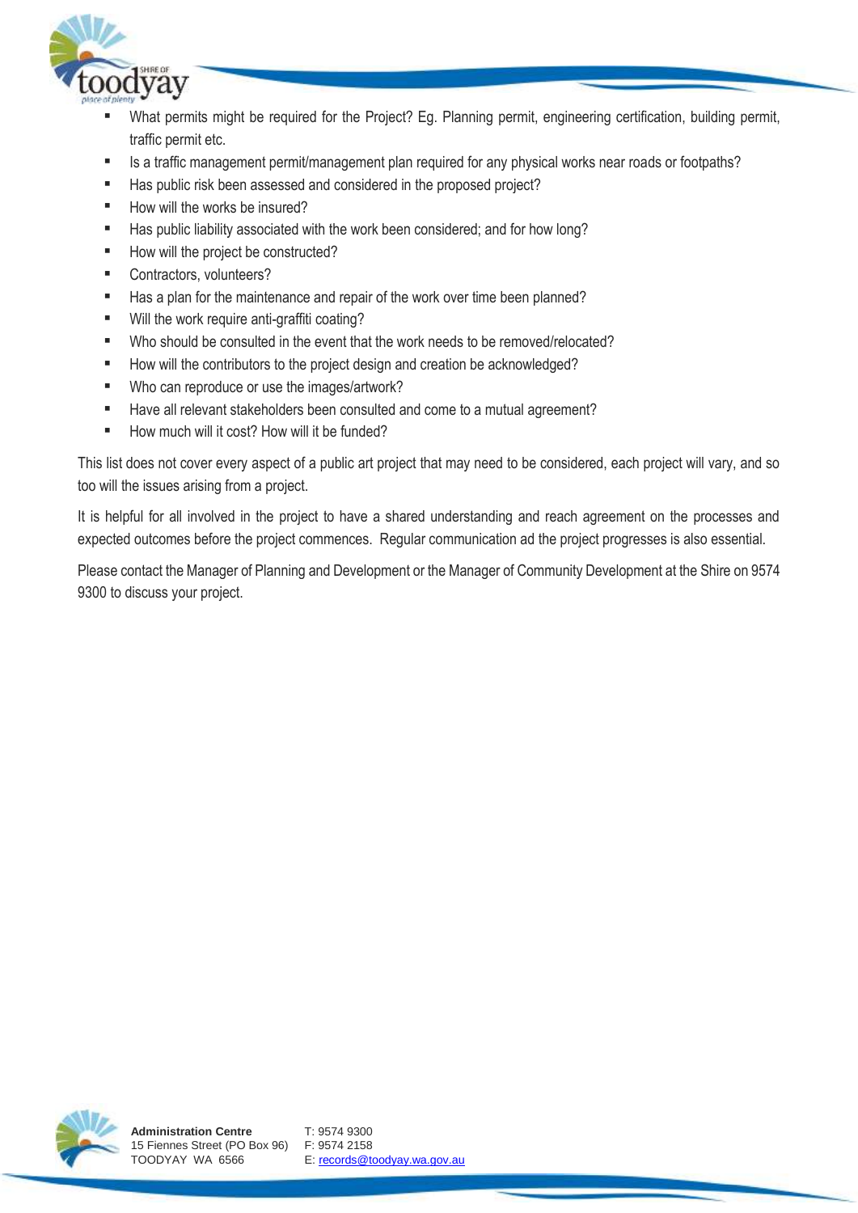- What permits might be required for the Project? Eg. Planning permit, engineering certification, building permit, traffic permit etc.
- Is a traffic management permit/management plan required for any physical works near roads or footpaths?
- Has public risk been assessed and considered in the proposed project?
- How will the works be insured?
- Has public liability associated with the work been considered; and for how long?
- How will the project be constructed?
- Contractors, volunteers?
- Has a plan for the maintenance and repair of the work over time been planned?
- Will the work require anti-graffiti coating?
- Who should be consulted in the event that the work needs to be removed/relocated?
- How will the contributors to the project design and creation be acknowledged?
- Who can reproduce or use the images/artwork?
- Have all relevant stakeholders been consulted and come to a mutual agreement?
- How much will it cost? How will it be funded?

This list does not cover every aspect of a public art project that may need to be considered, each project will vary, and so too will the issues arising from a project.

It is helpful for all involved in the project to have a shared understanding and reach agreement on the processes and expected outcomes before the project commences. Regular communication ad the project progresses is also essential.

Please contact the Manager of Planning and Development or the Manager of Community Development at the Shire on 9574 9300 to discuss your project.